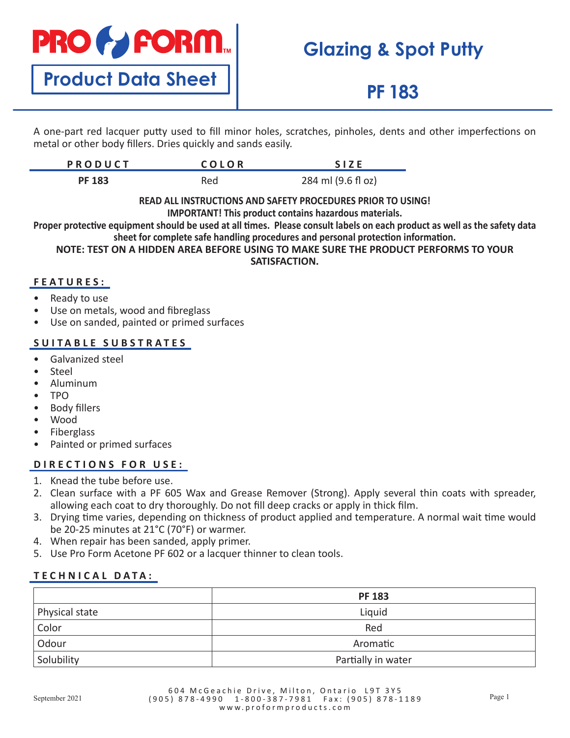# PRO FORM™

## Product Data Sheet

# Glazing & Spot Putty

# PF 183

A one-part red lacquer putty used to fill minor holes, scratches, pinholes, dents and other imperfections on metal or other body fillers. Dries quickly and sands easily.

| PRODUCT | COLOR | SIZE |
| --- | --- | --- |
| **PF 183** | Red | 284 ml (9.6 fl oz) |

**READ ALL INSTRUCTIONS AND SAFETY PROCEDURES PRIOR TO USING!**
**IMPORTANT! This product contains hazardous materials.**
**Proper protective equipment should be used at all times. Please consult labels on each product as well as the safety data sheet for complete safe handling procedures and personal protection information.**
**NOTE: TEST ON A HIDDEN AREA BEFORE USING TO MAKE SURE THE PRODUCT PERFORMS TO YOUR SATISFACTION.**

### FEATURES:

- Ready to use
- Use on metals, wood and fibreglass
- Use on sanded, painted or primed surfaces

### SUITABLE SUBSTRATES

- Galvanized steel
- Steel
- Aluminum
- TPO
- Body fillers
- Wood
- Fiberglass
- Painted or primed surfaces

### DIRECTIONS FOR USE:

1. Knead the tube before use.
2. Clean surface with a PF 605 Wax and Grease Remover (Strong). Apply several thin coats with spreader, allowing each coat to dry thoroughly. Do not fill deep cracks or apply in thick film.
3. Drying time varies, depending on thickness of product applied and temperature. A normal wait time would be 20-25 minutes at 21°C (70°F) or warmer.
4. When repair has been sanded, apply primer.
5. Use Pro Form Acetone PF 602 or a lacquer thinner to clean tools.

### TECHNICAL DATA:

| | PF 183 |
| --- | --- |
| Physical state | Liquid |
| Color | Red |
| Odour | Aromatic |
| Solubility | Partially in water |

September 2021

604 McGeachie Drive, Milton, Ontario L9T 3Y5
(905) 878-4990 1-800-387-7981 Fax: (905) 878-1189
www.proformproducts.com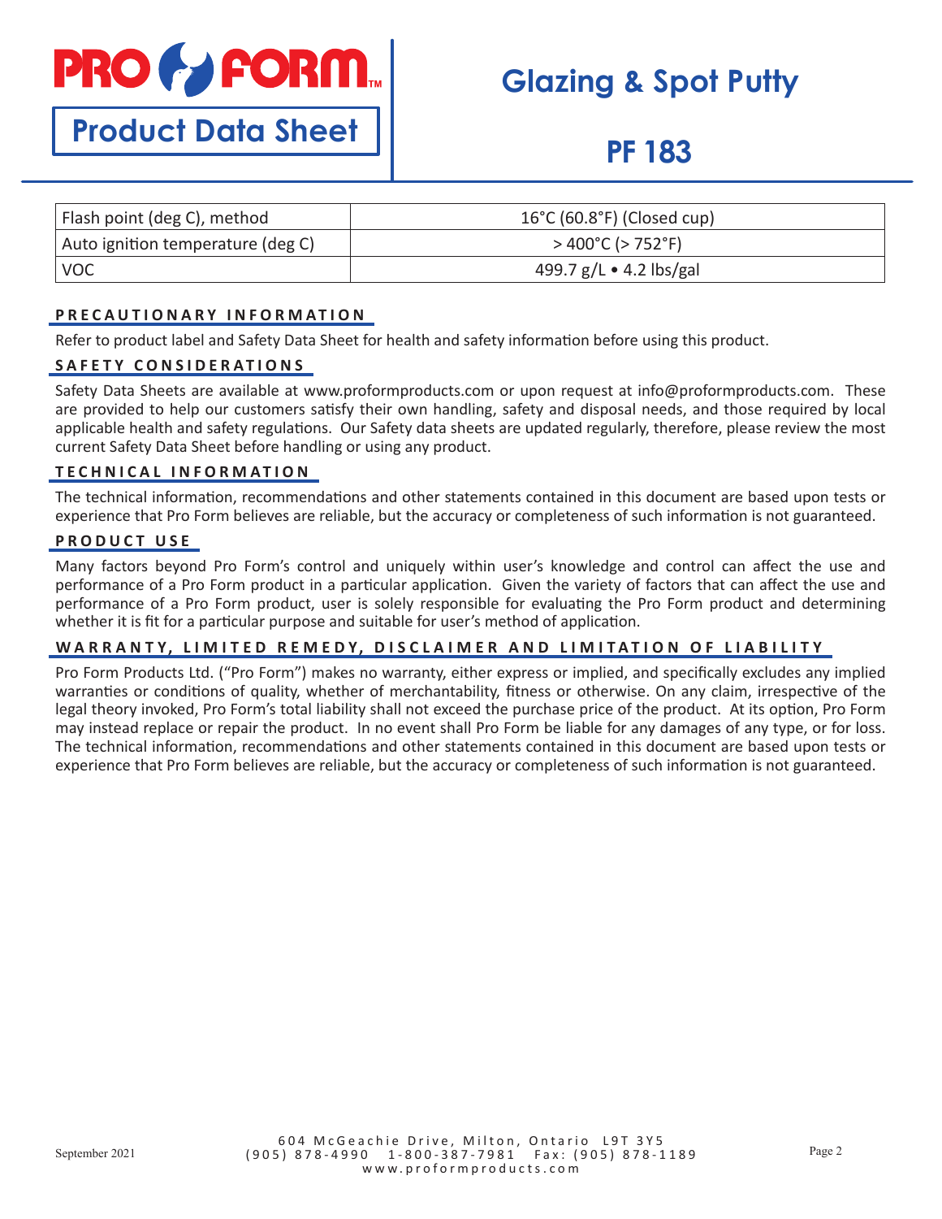| | |
|---|---|
| Flash point (deg C), method | 16°C (60.8°F) (Closed cup) |
| Auto ignition temperature (deg C) | > 400°C (> 752°F) |
| VOC | 499.7 g/L • 4.2 lbs/gal |

## PRECAUTIONARY INFORMATION

Refer to product label and Safety Data Sheet for health and safety information before using this product.

## SAFETY CONSIDERATIONS

Safety Data Sheets are available at www.proformproducts.com or upon request at info@proformproducts.com. These are provided to help our customers satisfy their own handling, safety and disposal needs, and those required by local applicable health and safety regulations. Our Safety data sheets are updated regularly, therefore, please review the most current Safety Data Sheet before handling or using any product.

## TECHNICAL INFORMATION

The technical information, recommendations and other statements contained in this document are based upon tests or experience that Pro Form believes are reliable, but the accuracy or completeness of such information is not guaranteed.

## PRODUCT USE

Many factors beyond Pro Form's control and uniquely within user's knowledge and control can affect the use and performance of a Pro Form product in a particular application. Given the variety of factors that can affect the use and performance of a Pro Form product, user is solely responsible for evaluating the Pro Form product and determining whether it is fit for a particular purpose and suitable for user's method of application.

## WARRANTY, LIMITED REMEDY, DISCLAIMER AND LIMITATION OF LIABILITY

Pro Form Products Ltd. ("Pro Form") makes no warranty, either express or implied, and specifically excludes any implied warranties or conditions of quality, whether of merchantability, fitness or otherwise. On any claim, irrespective of the legal theory invoked, Pro Form's total liability shall not exceed the purchase price of the product. At its option, Pro Form may instead replace or repair the product. In no event shall Pro Form be liable for any damages of any type, or for loss. The technical information, recommendations and other statements contained in this document are based upon tests or experience that Pro Form believes are reliable, but the accuracy or completeness of such information is not guaranteed.